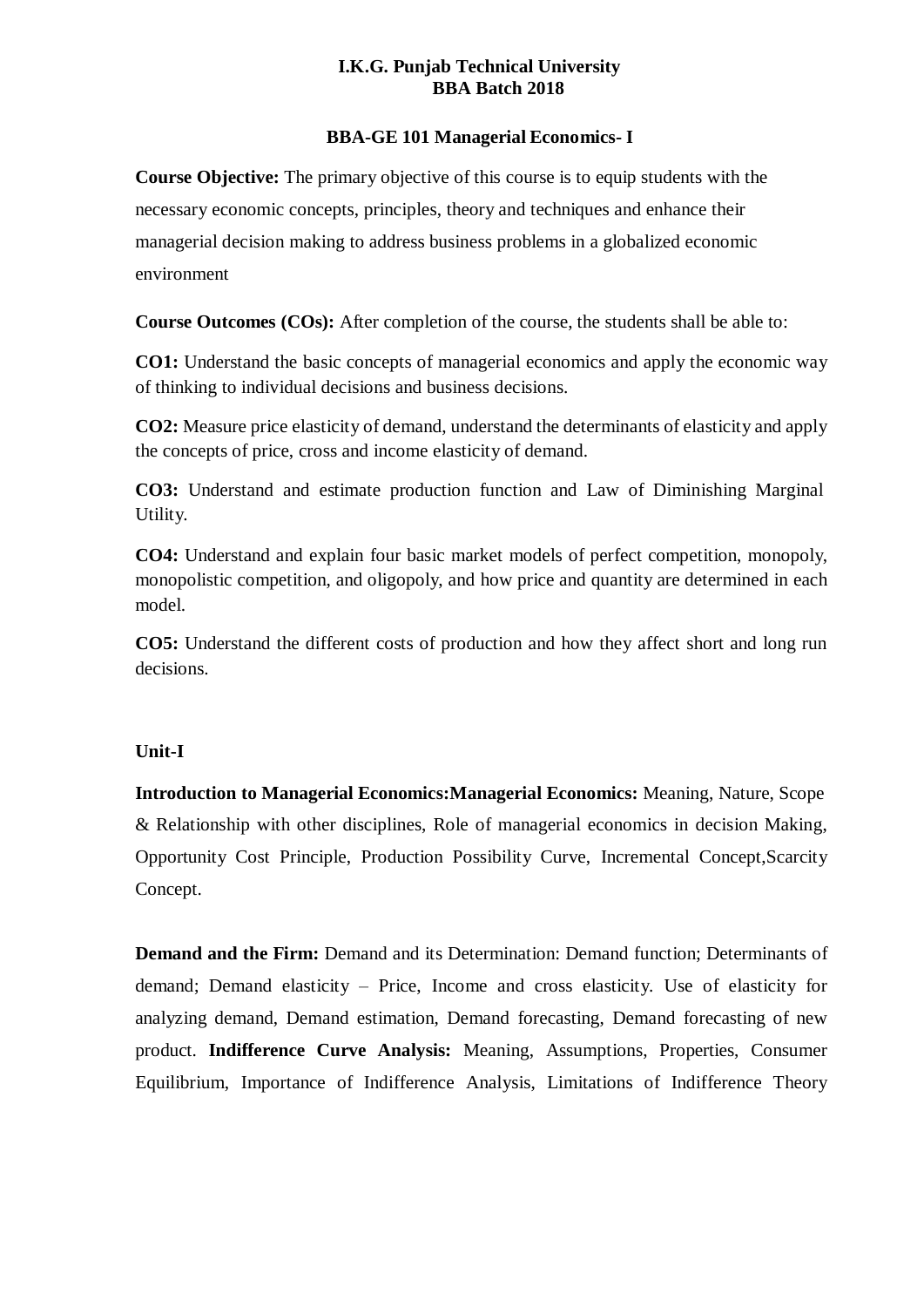**I.K.G. Punjab Technical University**
**BBA Batch 2018**

# BBA-GE 101 Managerial Economics- I

**Course Objective:** The primary objective of this course is to equip students with the necessary economic concepts, principles, theory and techniques and enhance their managerial decision making to address business problems in a globalized economic environment

**Course Outcomes (COs):** After completion of the course, the students shall be able to:

**CO1:** Understand the basic concepts of managerial economics and apply the economic way of thinking to individual decisions and business decisions.

**CO2:** Measure price elasticity of demand, understand the determinants of elasticity and apply the concepts of price, cross and income elasticity of demand.

**CO3:** Understand and estimate production function and Law of Diminishing Marginal Utility.

**CO4:** Understand and explain four basic market models of perfect competition, monopoly, monopolistic competition, and oligopoly, and how price and quantity are determined in each model.

**CO5:** Understand the different costs of production and how they affect short and long run decisions.

## Unit-I

**Introduction to Managerial Economics:Managerial Economics:** Meaning, Nature, Scope & Relationship with other disciplines, Role of managerial economics in decision Making, Opportunity Cost Principle, Production Possibility Curve, Incremental Concept,Scarcity Concept.

**Demand and the Firm:** Demand and its Determination: Demand function; Determinants of demand; Demand elasticity – Price, Income and cross elasticity. Use of elasticity for analyzing demand, Demand estimation, Demand forecasting, Demand forecasting of new product. **Indifference Curve Analysis:** Meaning, Assumptions, Properties, Consumer Equilibrium, Importance of Indifference Analysis, Limitations of Indifference Theory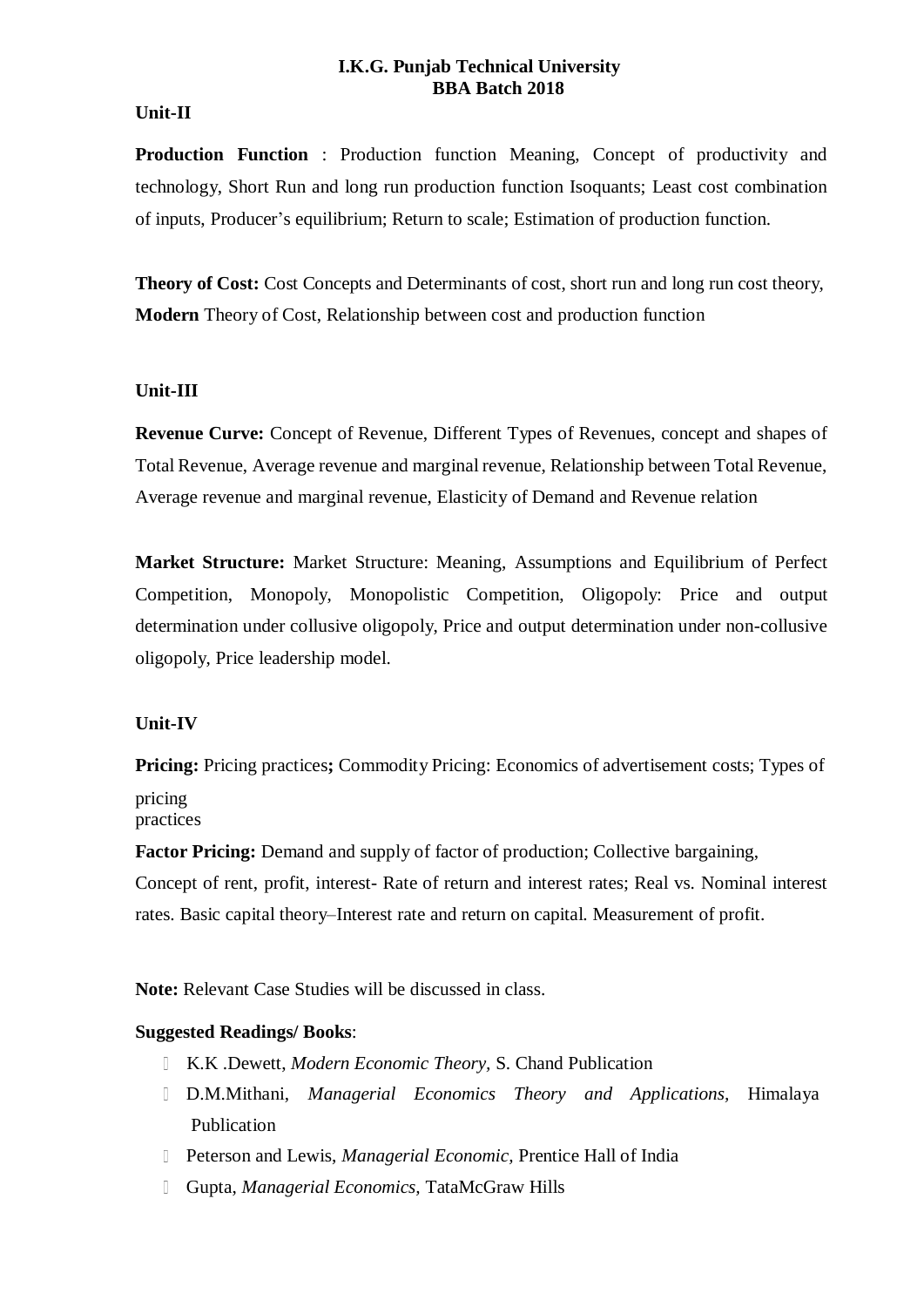**I.K.G. Punjab Technical University**
**BBA Batch 2018**

**Unit-II**

**Production Function** : Production function Meaning, Concept of productivity and technology, Short Run and long run production function Isoquants; Least cost combination of inputs, Producer's equilibrium; Return to scale; Estimation of production function.

**Theory of Cost:** Cost Concepts and Determinants of cost, short run and long run cost theory, **Modern** Theory of Cost, Relationship between cost and production function

**Unit-III**

**Revenue Curve:** Concept of Revenue, Different Types of Revenues, concept and shapes of Total Revenue, Average revenue and marginal revenue, Relationship between Total Revenue, Average revenue and marginal revenue, Elasticity of Demand and Revenue relation

**Market Structure:** Market Structure: Meaning, Assumptions and Equilibrium of Perfect Competition, Monopoly, Monopolistic Competition, Oligopoly: Price and output determination under collusive oligopoly, Price and output determination under non-collusive oligopoly, Price leadership model.

**Unit-IV**

**Pricing:** Pricing practices**;** Commodity Pricing: Economics of advertisement costs; Types of pricing
practices

**Factor Pricing:** Demand and supply of factor of production; Collective bargaining,
Concept of rent, profit, interest- Rate of return and interest rates; Real vs. Nominal interest rates. Basic capital theory–Interest rate and return on capital. Measurement of profit.

**Note:** Relevant Case Studies will be discussed in class.

**Suggested Readings/ Books**:

- K.K .Dewett, *Modern Economic Theory*, S. Chand Publication
- D.M.Mithani, *Managerial Economics Theory and Applications,* Himalaya Publication
- Peterson and Lewis, *Managerial Economic*, Prentice Hall of India
- Gupta, *Managerial Economics*, TataMcGraw Hills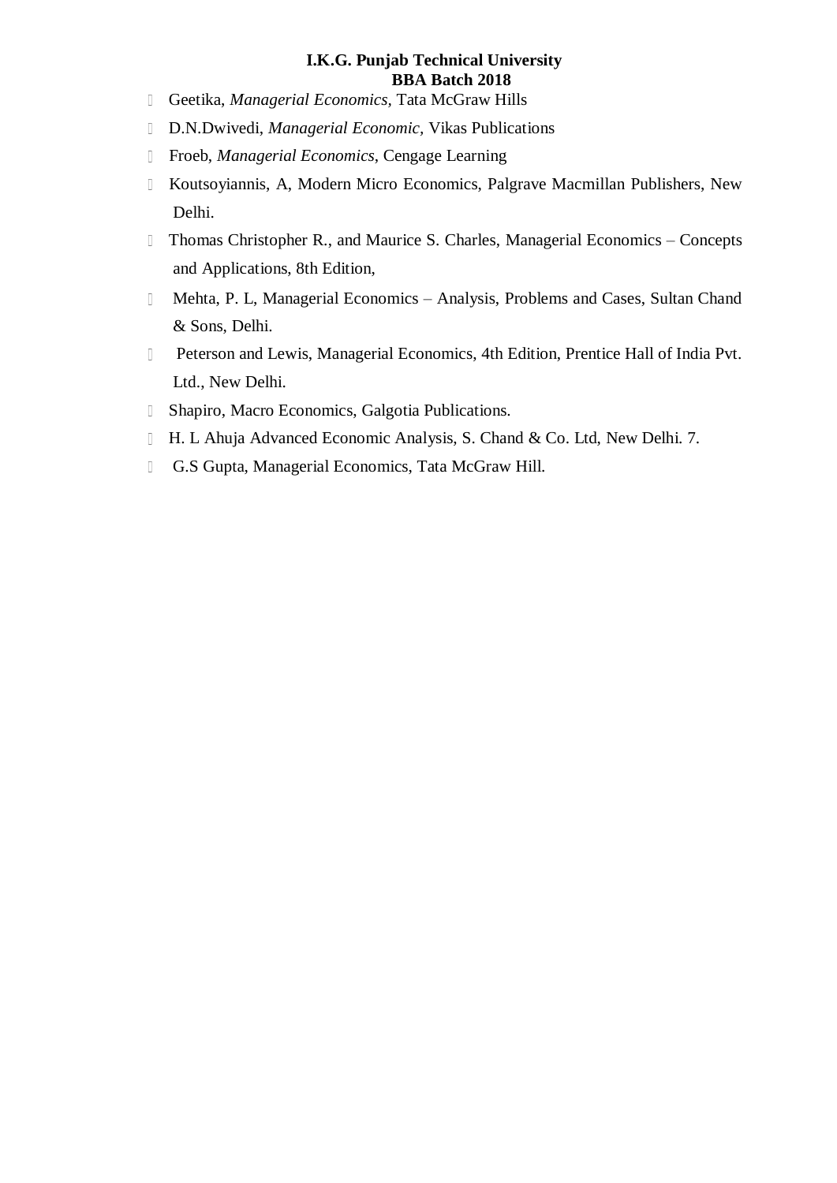- Geetika, *Managerial Economics*, Tata McGraw Hills
- D.N.Dwivedi, *Managerial Economic*, Vikas Publications
- Froeb, *Managerial Economics*, Cengage Learning
- Koutsoyiannis, A, Modern Micro Economics, Palgrave Macmillan Publishers, New Delhi.
- Thomas Christopher R., and Maurice S. Charles, Managerial Economics – Concepts and Applications, 8th Edition,
- Mehta, P. L, Managerial Economics – Analysis, Problems and Cases, Sultan Chand & Sons, Delhi.
- Peterson and Lewis, Managerial Economics, 4th Edition, Prentice Hall of India Pvt. Ltd., New Delhi.
- Shapiro, Macro Economics, Galgotia Publications.
- H. L Ahuja Advanced Economic Analysis, S. Chand & Co. Ltd, New Delhi. 7.
- G.S Gupta, Managerial Economics, Tata McGraw Hill.